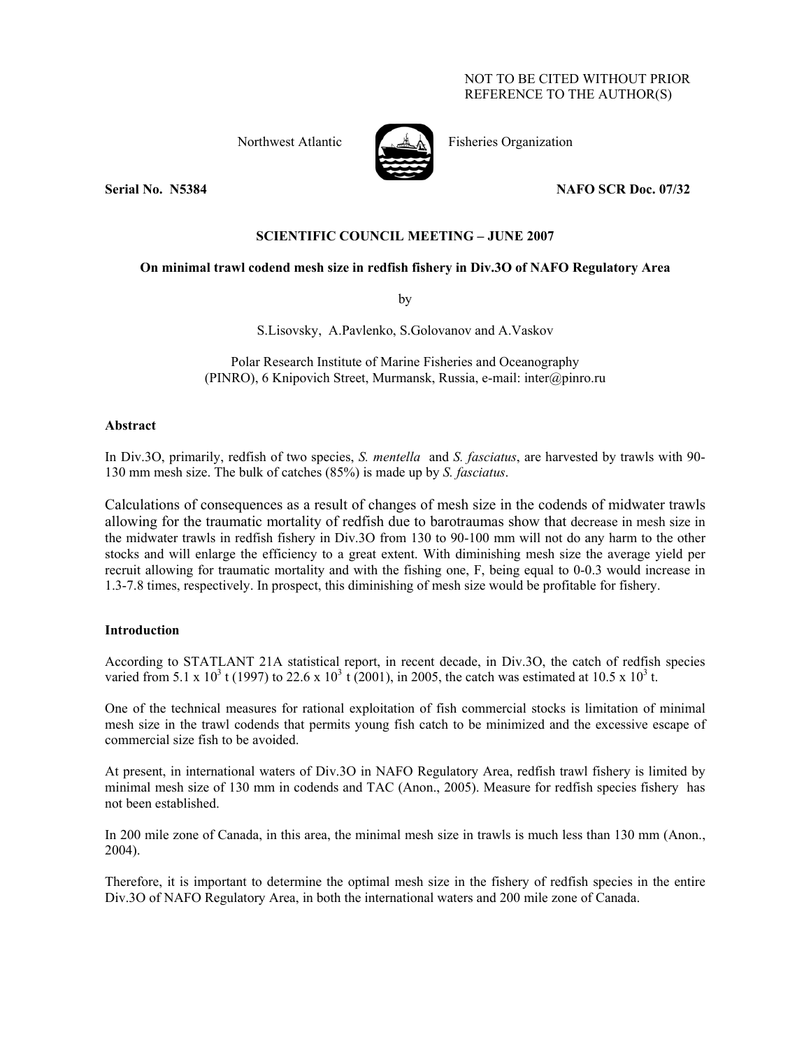NOT TO BE CITED WITHOUT PRIOR REFERENCE TO THE AUTHOR(S)

Northwest Atlantic Fisheries Organization

**Serial No. N5384** **NAFO SCR Doc. 07/32**

**SCIENTIFIC COUNCIL MEETING – JUNE 2007**

**On minimal trawl codend mesh size in redfish fishery in Div.3O of NAFO Regulatory Area**

by

S.Lisovsky, A.Pavlenko, S.Golovanov and A.Vaskov

Polar Research Institute of Marine Fisheries and Oceanography (PINRO), 6 Knipovich Street, Murmansk, Russia, e-mail: inter@pinro.ru

## Abstract

In Div.3O, primarily, redfish of two species, *S. mentella* and *S. fasciatus*, are harvested by trawls with 90-130 mm mesh size. The bulk of catches (85%) is made up by *S. fasciatus*.

Calculations of consequences as a result of changes of mesh size in the codends of midwater trawls allowing for the traumatic mortality of redfish due to barotraumas show that decrease in mesh size in the midwater trawls in redfish fishery in Div.3O from 130 to 90-100 mm will not do any harm to the other stocks and will enlarge the efficiency to a great extent. With diminishing mesh size the average yield per recruit allowing for traumatic mortality and with the fishing one, F, being equal to 0-0.3 would increase in 1.3-7.8 times, respectively. In prospect, this diminishing of mesh size would be profitable for fishery.

## Introduction

According to STATLANT 21A statistical report, in recent decade, in Div.3O, the catch of redfish species varied from $5.1 \times 10^3$ t (1997) to $22.6 \times 10^3$ t (2001), in 2005, the catch was estimated at $10.5 \times 10^3$ t.

One of the technical measures for rational exploitation of fish commercial stocks is limitation of minimal mesh size in the trawl codends that permits young fish catch to be minimized and the excessive escape of commercial size fish to be avoided.

At present, in international waters of Div.3O in NAFO Regulatory Area, redfish trawl fishery is limited by minimal mesh size of 130 mm in codends and TAC (Anon., 2005). Measure for redfish species fishery has not been established.

In 200 mile zone of Canada, in this area, the minimal mesh size in trawls is much less than 130 mm (Anon., 2004).

Therefore, it is important to determine the optimal mesh size in the fishery of redfish species in the entire Div.3O of NAFO Regulatory Area, in both the international waters and 200 mile zone of Canada.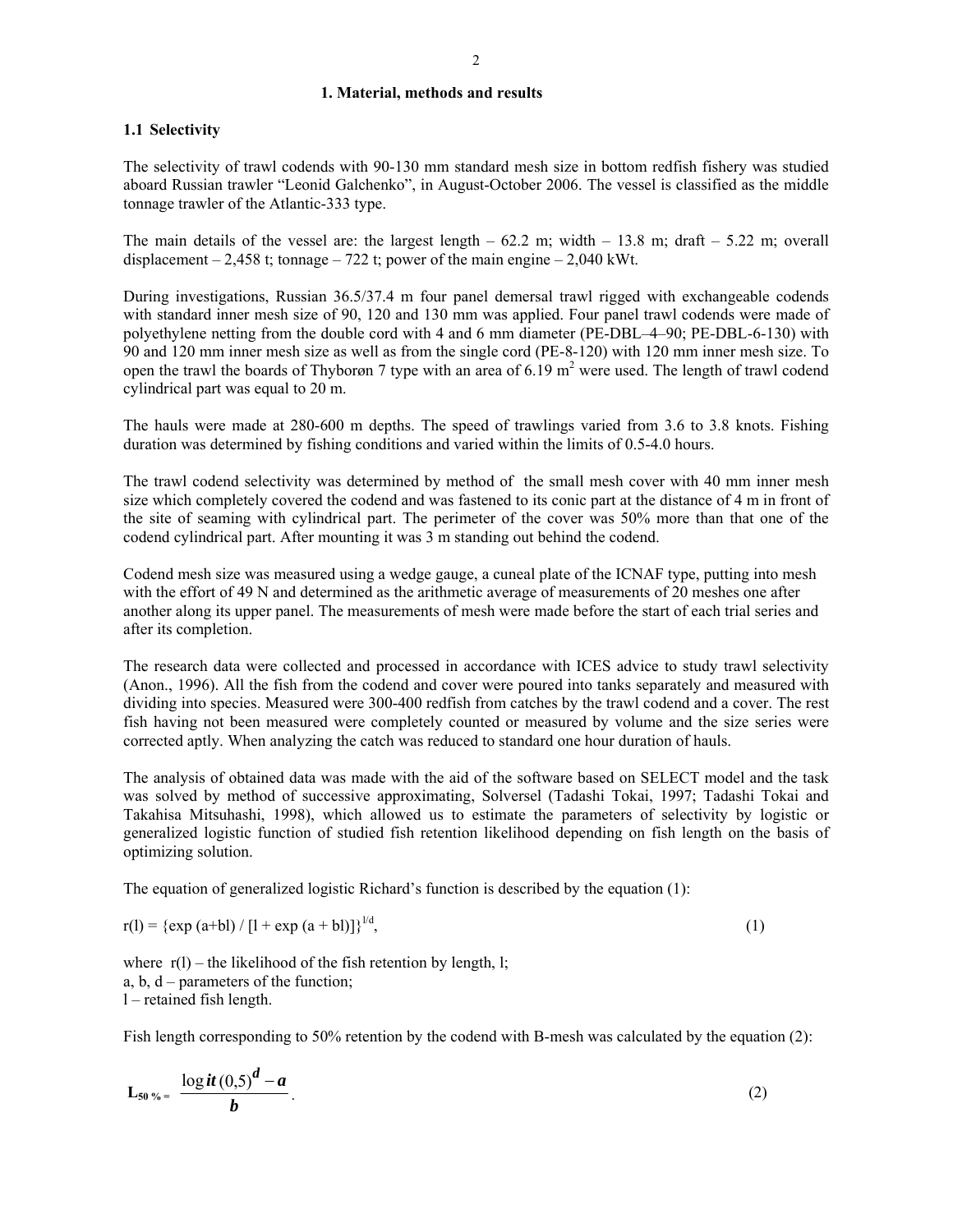# 1. Material, methods and results

## 1.1 Selectivity

The selectivity of trawl codends with 90-130 mm standard mesh size in bottom redfish fishery was studied aboard Russian trawler "Leonid Galchenko", in August-October 2006. The vessel is classified as the middle tonnage trawler of the Atlantic-333 type.

The main details of the vessel are: the largest length – 62.2 m; width – 13.8 m; draft – 5.22 m; overall displacement – 2,458 t; tonnage – 722 t; power of the main engine – 2,040 kWt.

During investigations, Russian 36.5/37.4 m four panel demersal trawl rigged with exchangeable codends with standard inner mesh size of 90, 120 and 130 mm was applied. Four panel trawl codends were made of polyethylene netting from the double cord with 4 and 6 mm diameter (PE-DBL–4–90; PE-DBL-6-130) with 90 and 120 mm inner mesh size as well as from the single cord (PE-8-120) with 120 mm inner mesh size. To open the trawl the boards of Thyborøn 7 type with an area of 6.19 $m^2$ were used. The length of trawl codend cylindrical part was equal to 20 m.

The hauls were made at 280-600 m depths. The speed of trawlings varied from 3.6 to 3.8 knots. Fishing duration was determined by fishing conditions and varied within the limits of 0.5-4.0 hours.

The trawl codend selectivity was determined by method of the small mesh cover with 40 mm inner mesh size which completely covered the codend and was fastened to its conic part at the distance of 4 m in front of the site of seaming with cylindrical part. The perimeter of the cover was 50% more than that one of the codend cylindrical part. After mounting it was 3 m standing out behind the codend.

Codend mesh size was measured using a wedge gauge, a cuneal plate of the ICNAF type, putting into mesh with the effort of 49 N and determined as the arithmetic average of measurements of 20 meshes one after another along its upper panel. The measurements of mesh were made before the start of each trial series and after its completion.

The research data were collected and processed in accordance with ICES advice to study trawl selectivity (Anon., 1996). All the fish from the codend and cover were poured into tanks separately and measured with dividing into species. Measured were 300-400 redfish from catches by the trawl codend and a cover. The rest fish having not been measured were completely counted or measured by volume and the size series were corrected aptly. When analyzing the catch was reduced to standard one hour duration of hauls.

The analysis of obtained data was made with the aid of the software based on SELECT model and the task was solved by method of successive approximating, Solversel (Tadashi Tokai, 1997; Tadashi Tokai and Takahisa Mitsuhashi, 1998), which allowed us to estimate the parameters of selectivity by logistic or generalized logistic function of studied fish retention likelihood depending on fish length on the basis of optimizing solution.

The equation of generalized logistic Richard's function is described by the equation (1):

$$r(l) = \{\exp(a+bl) / [l + \exp(a+bl)]\}^{1/d}, \tag{1}$$

where $r(l)$ – the likelihood of the fish retention by length, $l$;
$a$, $b$, $d$ – parameters of the function;
$l$ – retained fish length.

Fish length corresponding to 50% retention by the codend with B-mesh was calculated by the equation (2):

$$\mathbf{L_{50\,\%}} = \frac{\log it\,(0{,}5)^{d} - a}{b}. \tag{2}$$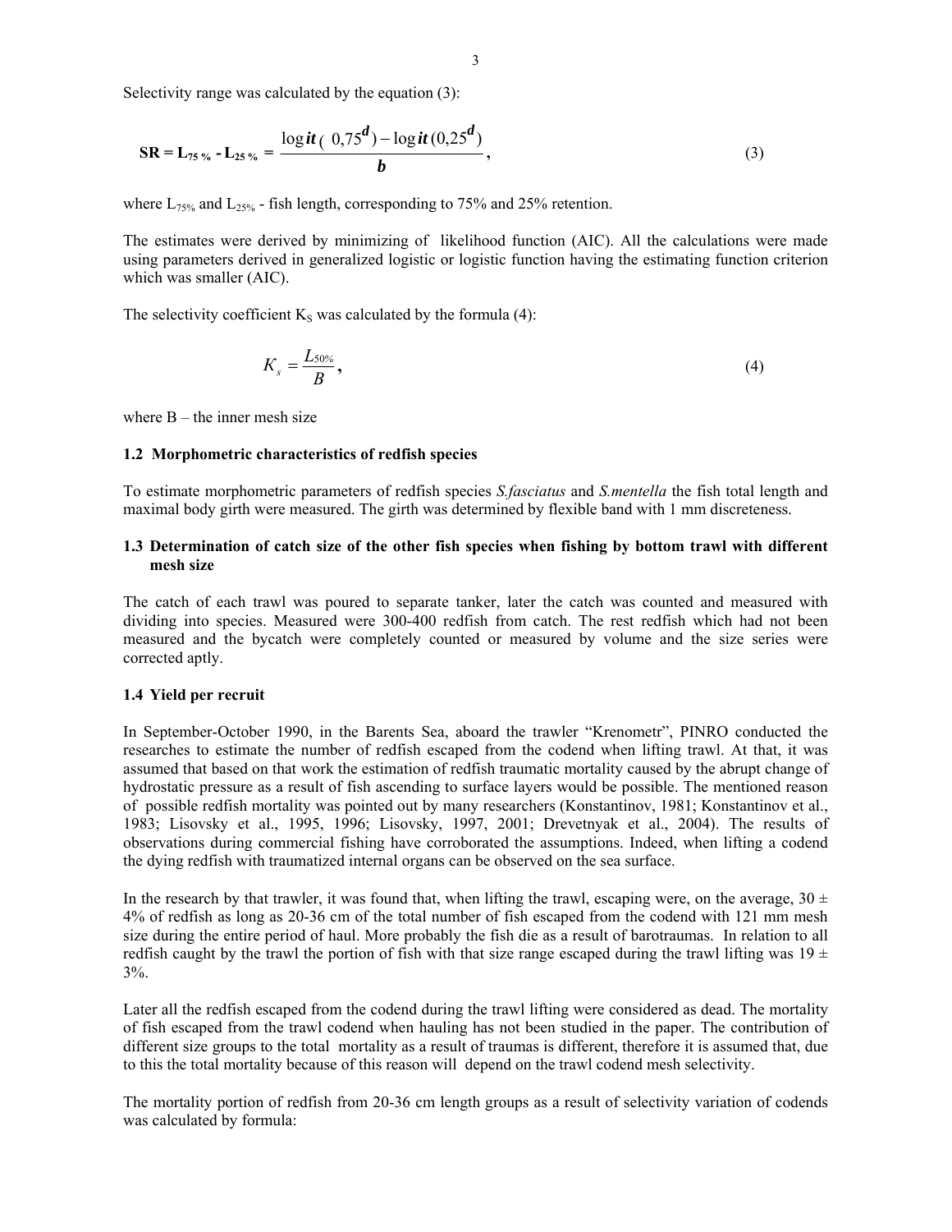Selectivity range was calculated by the equation (3):

$$\mathbf{SR = L_{75\,\%} - L_{25\,\%}} = \frac{\log \boldsymbol{it}(\ 0{,}75^{\boldsymbol{d}}) - \log \boldsymbol{it}(0{,}25^{\boldsymbol{d}})}{\boldsymbol{b}}, \tag{3}$$

where $L_{75\%}$ and $L_{25\%}$ - fish length, corresponding to 75% and 25% retention.

The estimates were derived by minimizing of likelihood function (AIC). All the calculations were made using parameters derived in generalized logistic or logistic function having the estimating function criterion which was smaller (AIC).

The selectivity coefficient $K_S$ was calculated by the formula (4):

$$K_s = \frac{L_{50\%}}{B}, \tag{4}$$

where B – the inner mesh size

### 1.2 Morphometric characteristics of redfish species

To estimate morphometric parameters of redfish species *S.fasciatus* and *S.mentella* the fish total length and maximal body girth were measured. The girth was determined by flexible band with 1 mm discreteness.

### 1.3 Determination of catch size of the other fish species when fishing by bottom trawl with different mesh size

The catch of each trawl was poured to separate tanker, later the catch was counted and measured with dividing into species. Measured were 300-400 redfish from catch. The rest redfish which had not been measured and the bycatch were completely counted or measured by volume and the size series were corrected aptly.

### 1.4 Yield per recruit

In September-October 1990, in the Barents Sea, aboard the trawler "Krenometr", PINRO conducted the researches to estimate the number of redfish escaped from the codend when lifting trawl. At that, it was assumed that based on that work the estimation of redfish traumatic mortality caused by the abrupt change of hydrostatic pressure as a result of fish ascending to surface layers would be possible. The mentioned reason of possible redfish mortality was pointed out by many researchers (Konstantinov, 1981; Konstantinov et al., 1983; Lisovsky et al., 1995, 1996; Lisovsky, 1997, 2001; Drevetnyak et al., 2004). The results of observations during commercial fishing have corroborated the assumptions. Indeed, when lifting a codend the dying redfish with traumatized internal organs can be observed on the sea surface.

In the research by that trawler, it was found that, when lifting the trawl, escaping were, on the average, 30 ± 4% of redfish as long as 20-36 cm of the total number of fish escaped from the codend with 121 mm mesh size during the entire period of haul. More probably the fish die as a result of barotraumas. In relation to all redfish caught by the trawl the portion of fish with that size range escaped during the trawl lifting was 19 ± 3%.

Later all the redfish escaped from the codend during the trawl lifting were considered as dead. The mortality of fish escaped from the trawl codend when hauling has not been studied in the paper. The contribution of different size groups to the total mortality as a result of traumas is different, therefore it is assumed that, due to this the total mortality because of this reason will depend on the trawl codend mesh selectivity.

The mortality portion of redfish from 20-36 cm length groups as a result of selectivity variation of codends was calculated by formula: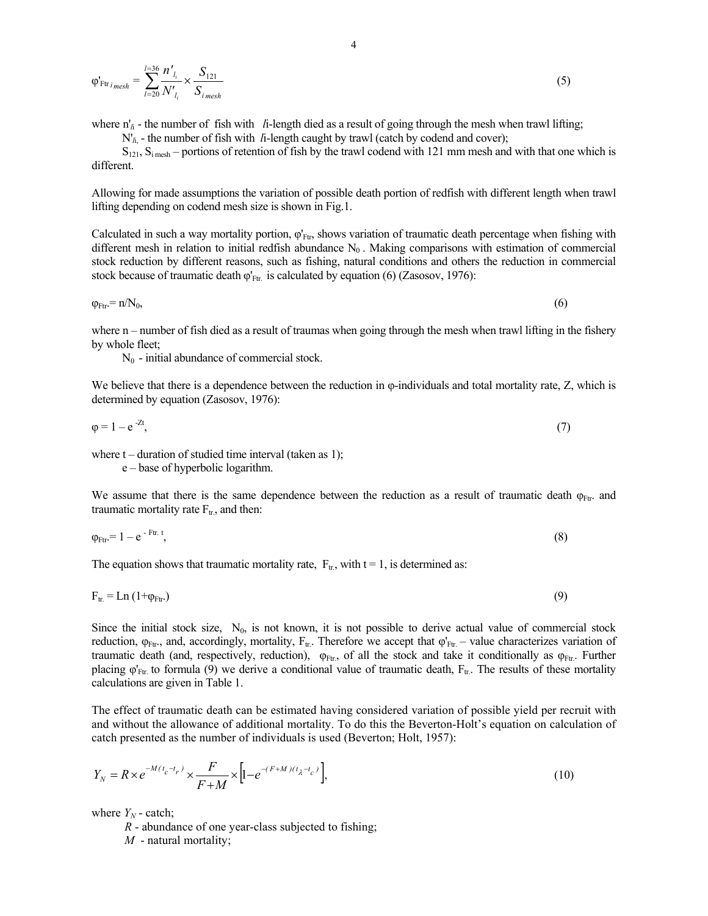$$\varphi'_{\mathrm{Ftr}\,i\,mesh} = \sum_{l=20}^{l=36} \frac{n'_{l_i}}{N'_{l_i}} \times \frac{S_{121}}{S_{i\,mesh}} \tag{5}$$

where $n'_{li}$ - the number of fish with $l$i-length died as a result of going through the mesh when trawl lifting;

$N'_{li}$ - the number of fish with $l$i-length caught by trawl (catch by codend and cover);

$S_{121}$, $S_{i\,mesh}$ – portions of retention of fish by the trawl codend with 121 mm mesh and with that one which is different.

Allowing for made assumptions the variation of possible death portion of redfish with different length when trawl lifting depending on codend mesh size is shown in Fig.1.

Calculated in such a way mortality portion, $\varphi'_{\mathrm{Ftr}}$, shows variation of traumatic death percentage when fishing with different mesh in relation to initial redfish abundance $N_0$ . Making comparisons with estimation of commercial stock reduction by different reasons, such as fishing, natural conditions and others the reduction in commercial stock because of traumatic death $\varphi'_{\mathrm{Ftr.}}$ is calculated by equation (6) (Zasosov, 1976):

$$\varphi_{\mathrm{Ftr.}} = n/N_0, \tag{6}$$

where n – number of fish died as a result of traumas when going through the mesh when trawl lifting in the fishery by whole fleet;

$N_0$ - initial abundance of commercial stock.

We believe that there is a dependence between the reduction in φ-individuals and total mortality rate, Z, which is determined by equation (Zasosov, 1976):

$$\varphi = 1 - e^{-Zt}, \tag{7}$$

where t – duration of studied time interval (taken as 1);

e – base of hyperbolic logarithm.

We assume that there is the same dependence between the reduction as a result of traumatic death $\varphi_{\mathrm{Ftr.}}$ and traumatic mortality rate $F_{\mathrm{tr.}}$, and then:

$$\varphi_{\mathrm{Ftr.}} = 1 - e^{-\mathrm{Ftr.}\,t}, \tag{8}$$

The equation shows that traumatic mortality rate, $F_{\mathrm{tr.}}$, with t = 1, is determined as:

$$F_{\mathrm{tr.}} = \mathrm{Ln}\,(1+\varphi_{\mathrm{Ftr.}}) \tag{9}$$

Since the initial stock size, $N_0$, is not known, it is not possible to derive actual value of commercial stock reduction, $\varphi_{\mathrm{Ftr.}}$, and, accordingly, mortality, $F_{\mathrm{tr.}}$. Therefore we accept that $\varphi'_{\mathrm{Ftr.}}$ – value characterizes variation of traumatic death (and, respectively, reduction), $\varphi_{\mathrm{Ftr.}}$, of all the stock and take it conditionally as $\varphi_{\mathrm{Ftr.}}$. Further placing $\varphi'_{\mathrm{Ftr.}}$ to formula (9) we derive a conditional value of traumatic death, $F_{\mathrm{tr.}}$. The results of these mortality calculations are given in Table 1.

The effect of traumatic death can be estimated having considered variation of possible yield per recruit with and without the allowance of additional mortality. To do this the Beverton-Holt's equation on calculation of catch presented as the number of individuals is used (Beverton; Holt, 1957):

$$Y_N = R \times e^{-M(t_c - t_r)} \times \frac{F}{F+M} \times \left[1 - e^{-(F+M)(t_\lambda - t_c)}\right], \tag{10}$$

where $Y_N$ - catch;

$R$ - abundance of one year-class subjected to fishing;

$M$ - natural mortality;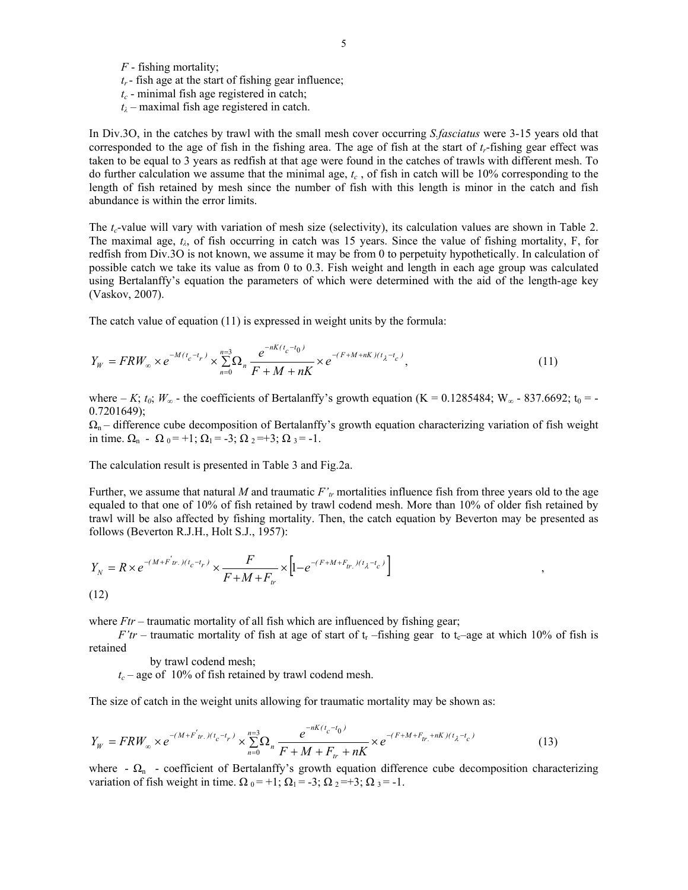$F$ - fishing mortality;
$t_r$ - fish age at the start of fishing gear influence;
$t_c$ - minimal fish age registered in catch;
$t_\lambda$ – maximal fish age registered in catch.

In Div.3O, in the catches by trawl with the small mesh cover occurring *S.fasciatus* were 3-15 years old that corresponded to the age of fish in the fishing area. The age of fish at the start of $t_r$-fishing gear effect was taken to be equal to 3 years as redfish at that age were found in the catches of trawls with different mesh. To do further calculation we assume that the minimal age, $t_c$ , of fish in catch will be 10% corresponding to the length of fish retained by mesh since the number of fish with this length is minor in the catch and fish abundance is within the error limits.

The $t_c$-value will vary with variation of mesh size (selectivity), its calculation values are shown in Table 2. The maximal age, $t_\lambda$, of fish occurring in catch was 15 years. Since the value of fishing mortality, F, for redfish from Div.3O is not known, we assume it may be from 0 to perpetuity hypothetically. In calculation of possible catch we take its value as from 0 to 0.3. Fish weight and length in each age group was calculated using Bertalanffy's equation the parameters of which were determined with the aid of the length-age key (Vaskov, 2007).

The catch value of equation (11) is expressed in weight units by the formula:

$$Y_W = FRW_\infty \times e^{-M(t_c - t_r)} \times \sum_{n=0}^{n=3} \Omega_n \frac{e^{-nK(t_c - t_0)}}{F + M + nK} \times e^{-(F+M+nK)(t_\lambda - t_c)}, \tag{11}$$

where – $K$; $t_0$; $W_\infty$ - the coefficients of Bertalanffy's growth equation (K = 0.1285484; $W_\infty$ - 837.6692; $t_0$ = -0.7201649);
$\Omega_n$ – difference cube decomposition of Bertalanffy's growth equation characterizing variation of fish weight in time. $\Omega_n$ - $\Omega_0 = +1$; $\Omega_1 = -3$; $\Omega_2 = +3$; $\Omega_3 = -1$.

The calculation result is presented in Table 3 and Fig.2a.

Further, we assume that natural $M$ and traumatic $F'_{tr}$ mortalities influence fish from three years old to the age equaled to that one of 10% of fish retained by trawl codend mesh. More than 10% of older fish retained by trawl will be also affected by fishing mortality. Then, the catch equation by Beverton may be presented as follows (Beverton R.J.H., Holt S.J., 1957):

$$Y_N = R \times e^{-(M+F'_{tr.})(t_c - t_r)} \times \frac{F}{F+M+F_{tr}} \times \left[1 - e^{-(F+M+F_{tr.})(t_\lambda - t_c)}\right], \tag{12}$$

where $Ftr$ – traumatic mortality of all fish which are influenced by fishing gear;
$F'tr$ – traumatic mortality of fish at age of start of $t_r$ –fishing gear to $t_c$–age at which 10% of fish is retained by trawl codend mesh;
$t_c$ – age of 10% of fish retained by trawl codend mesh.

The size of catch in the weight units allowing for traumatic mortality may be shown as:

$$Y_W = FRW_\infty \times e^{-(M+F'_{tr.})(t_c - t_r)} \times \sum_{n=0}^{n=3} \Omega_n \frac{e^{-nK(t_c - t_0)}}{F + M + F_{tr} + nK} \times e^{-(F+M+F_{tr.}+nK)(t_\lambda - t_c)} \tag{13}$$

where - $\Omega_n$ - coefficient of Bertalanffy's growth equation difference cube decomposition characterizing variation of fish weight in time. $\Omega_0 = +1$; $\Omega_1 = -3$; $\Omega_2 = +3$; $\Omega_3 = -1$.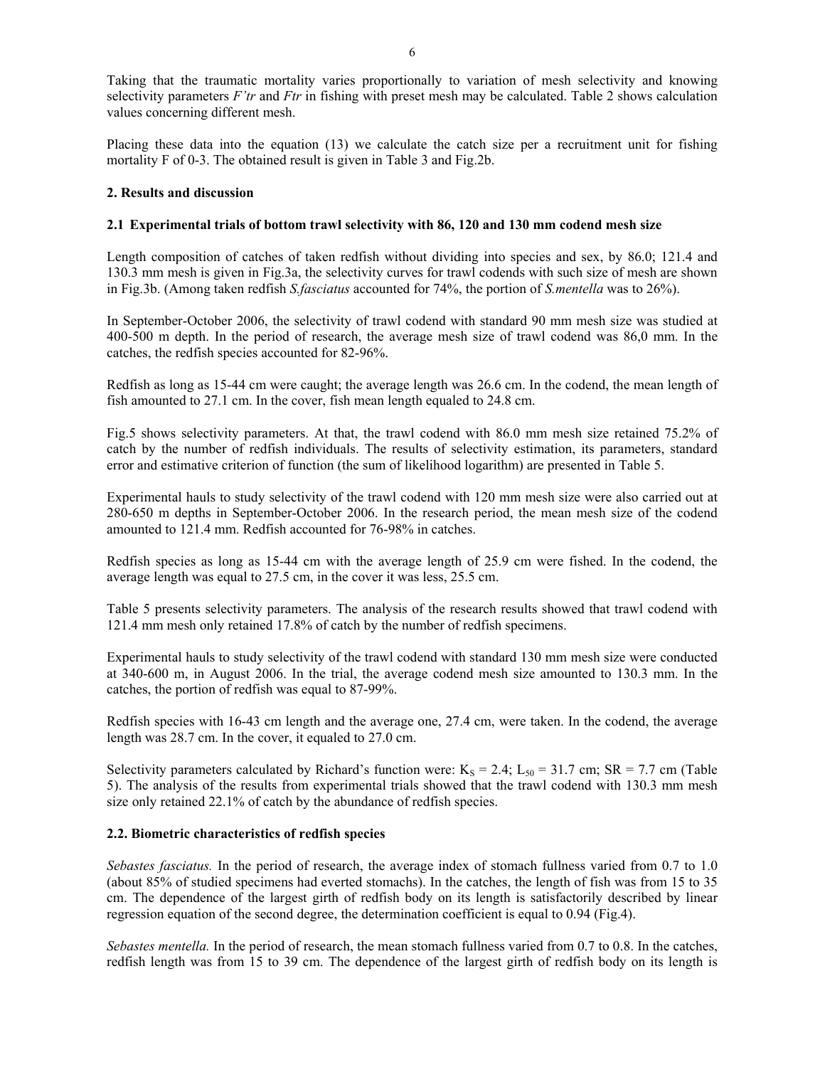Taking that the traumatic mortality varies proportionally to variation of mesh selectivity and knowing selectivity parameters *F'tr* and *Ftr* in fishing with preset mesh may be calculated. Table 2 shows calculation values concerning different mesh.

Placing these data into the equation (13) we calculate the catch size per a recruitment unit for fishing mortality F of 0-3. The obtained result is given in Table 3 and Fig.2b.

## 2. Results and discussion

### 2.1 Experimental trials of bottom trawl selectivity with 86, 120 and 130 mm codend mesh size

Length composition of catches of taken redfish without dividing into species and sex, by 86.0; 121.4 and 130.3 mm mesh is given in Fig.3a, the selectivity curves for trawl codends with such size of mesh are shown in Fig.3b. (Among taken redfish *S.fasciatus* accounted for 74%, the portion of *S.mentella* was to 26%).

In September-October 2006, the selectivity of trawl codend with standard 90 mm mesh size was studied at 400-500 m depth. In the period of research, the average mesh size of trawl codend was 86,0 mm. In the catches, the redfish species accounted for 82-96%.

Redfish as long as 15-44 cm were caught; the average length was 26.6 cm. In the codend, the mean length of fish amounted to 27.1 cm. In the cover, fish mean length equaled to 24.8 cm.

Fig.5 shows selectivity parameters. At that, the trawl codend with 86.0 mm mesh size retained 75.2% of catch by the number of redfish individuals. The results of selectivity estimation, its parameters, standard error and estimative criterion of function (the sum of likelihood logarithm) are presented in Table 5.

Experimental hauls to study selectivity of the trawl codend with 120 mm mesh size were also carried out at 280-650 m depths in September-October 2006. In the research period, the mean mesh size of the codend amounted to 121.4 mm. Redfish accounted for 76-98% in catches.

Redfish species as long as 15-44 cm with the average length of 25.9 cm were fished. In the codend, the average length was equal to 27.5 cm, in the cover it was less, 25.5 cm.

Table 5 presents selectivity parameters. The analysis of the research results showed that trawl codend with 121.4 mm mesh only retained 17.8% of catch by the number of redfish specimens.

Experimental hauls to study selectivity of the trawl codend with standard 130 mm mesh size were conducted at 340-600 m, in August 2006. In the trial, the average codend mesh size amounted to 130.3 mm. In the catches, the portion of redfish was equal to 87-99%.

Redfish species with 16-43 cm length and the average one, 27.4 cm, were taken. In the codend, the average length was 28.7 cm. In the cover, it equaled to 27.0 cm.

Selectivity parameters calculated by Richard's function were: $K_S = 2.4$; $L_{50} = 31.7$ cm; SR = 7.7 cm (Table 5). The analysis of the results from experimental trials showed that the trawl codend with 130.3 mm mesh size only retained 22.1% of catch by the abundance of redfish species.

### 2.2. Biometric characteristics of redfish species

*Sebastes fasciatus.* In the period of research, the average index of stomach fullness varied from 0.7 to 1.0 (about 85% of studied specimens had everted stomachs). In the catches, the length of fish was from 15 to 35 cm. The dependence of the largest girth of redfish body on its length is satisfactorily described by linear regression equation of the second degree, the determination coefficient is equal to 0.94 (Fig.4).

*Sebastes mentella.* In the period of research, the mean stomach fullness varied from 0.7 to 0.8. In the catches, redfish length was from 15 to 39 cm. The dependence of the largest girth of redfish body on its length is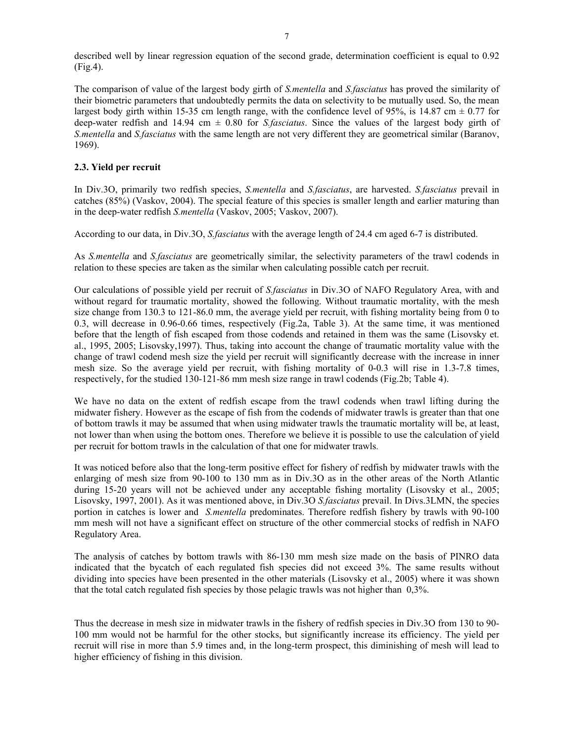described well by linear regression equation of the second grade, determination coefficient is equal to 0.92 (Fig.4).

The comparison of value of the largest body girth of *S.mentella* and *S.fasciatus* has proved the similarity of their biometric parameters that undoubtedly permits the data on selectivity to be mutually used. So, the mean largest body girth within 15-35 cm length range, with the confidence level of 95%, is 14.87 cm ± 0.77 for deep-water redfish and 14.94 cm ± 0.80 for *S.fasciatus*. Since the values of the largest body girth of *S.mentella* and *S.fasciatus* with the same length are not very different they are geometrical similar (Baranov, 1969).

### 2.3. Yield per recruit

In Div.3O, primarily two redfish species, *S.mentella* and *S.fasciatus*, are harvested. *S.fasciatus* prevail in catches (85%) (Vaskov, 2004). The special feature of this species is smaller length and earlier maturing than in the deep-water redfish *S.mentella* (Vaskov, 2005; Vaskov, 2007).

According to our data, in Div.3O, *S.fasciatus* with the average length of 24.4 cm aged 6-7 is distributed.

As *S.mentella* and *S.fasciatus* are geometrically similar, the selectivity parameters of the trawl codends in relation to these species are taken as the similar when calculating possible catch per recruit.

Our calculations of possible yield per recruit of *S.fasciatus* in Div.3O of NAFO Regulatory Area, with and without regard for traumatic mortality, showed the following. Without traumatic mortality, with the mesh size change from 130.3 to 121-86.0 mm, the average yield per recruit, with fishing mortality being from 0 to 0.3, will decrease in 0.96-0.66 times, respectively (Fig.2a, Table 3). At the same time, it was mentioned before that the length of fish escaped from those codends and retained in them was the same (Lisovsky et. al., 1995, 2005; Lisovsky,1997). Thus, taking into account the change of traumatic mortality value with the change of trawl codend mesh size the yield per recruit will significantly decrease with the increase in inner mesh size. So the average yield per recruit, with fishing mortality of 0-0.3 will rise in 1.3-7.8 times, respectively, for the studied 130-121-86 mm mesh size range in trawl codends (Fig.2b; Table 4).

We have no data on the extent of redfish escape from the trawl codends when trawl lifting during the midwater fishery. However as the escape of fish from the codends of midwater trawls is greater than that one of bottom trawls it may be assumed that when using midwater trawls the traumatic mortality will be, at least, not lower than when using the bottom ones. Therefore we believe it is possible to use the calculation of yield per recruit for bottom trawls in the calculation of that one for midwater trawls.

It was noticed before also that the long-term positive effect for fishery of redfish by midwater trawls with the enlarging of mesh size from 90-100 to 130 mm as in Div.3O as in the other areas of the North Atlantic during 15-20 years will not be achieved under any acceptable fishing mortality (Lisovsky et al., 2005; Lisovsky, 1997, 2001). As it was mentioned above, in Div.3O *S.fasciatus* prevail. In Divs.3LMN, the species portion in catches is lower and *S.mentella* predominates. Therefore redfish fishery by trawls with 90-100 mm mesh will not have a significant effect on structure of the other commercial stocks of redfish in NAFO Regulatory Area.

The analysis of catches by bottom trawls with 86-130 mm mesh size made on the basis of PINRO data indicated that the bycatch of each regulated fish species did not exceed 3%. The same results without dividing into species have been presented in the other materials (Lisovsky et al., 2005) where it was shown that the total catch regulated fish species by those pelagic trawls was not higher than 0,3%.

Thus the decrease in mesh size in midwater trawls in the fishery of redfish species in Div.3O from 130 to 90-100 mm would not be harmful for the other stocks, but significantly increase its efficiency. The yield per recruit will rise in more than 5.9 times and, in the long-term prospect, this diminishing of mesh will lead to higher efficiency of fishing in this division.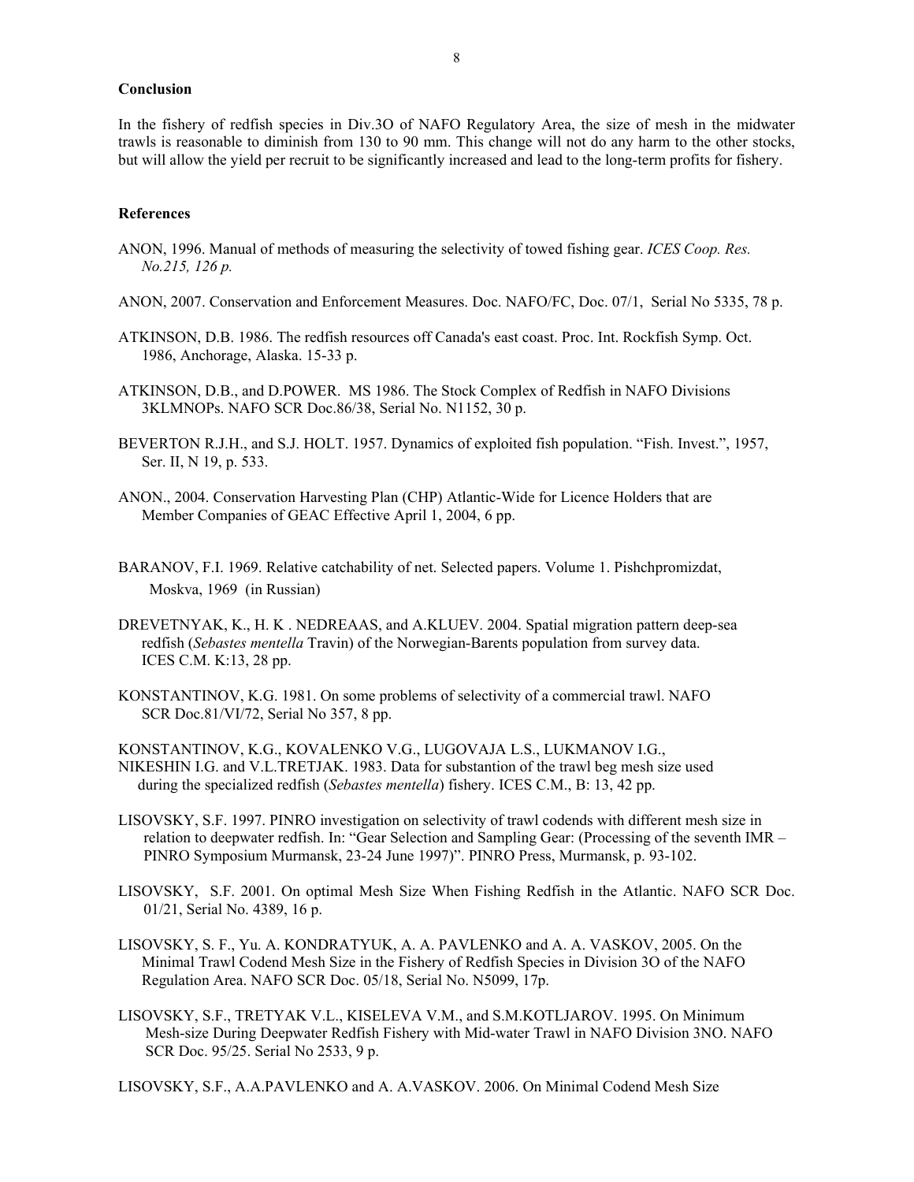**Conclusion**

In the fishery of redfish species in Div.3O of NAFO Regulatory Area, the size of mesh in the midwater trawls is reasonable to diminish from 130 to 90 mm. This change will not do any harm to the other stocks, but will allow the yield per recruit to be significantly increased and lead to the long-term profits for fishery.

**References**

ANON, 1996. Manual of methods of measuring the selectivity of towed fishing gear. *ICES Coop. Res. No.215, 126 p.*

ANON, 2007. Conservation and Enforcement Measures. Doc. NAFO/FC, Doc. 07/1, Serial No 5335, 78 p.

ATKINSON, D.B. 1986. The redfish resources off Canada's east coast. Proc. Int. Rockfish Symp. Oct. 1986, Anchorage, Alaska. 15-33 p.

ATKINSON, D.B., and D.POWER. MS 1986. The Stock Complex of Redfish in NAFO Divisions 3KLMNOPs. NAFO SCR Doc.86/38, Serial No. N1152, 30 p.

BEVERTON R.J.H., and S.J. HOLT. 1957. Dynamics of exploited fish population. "Fish. Invest.", 1957, Ser. II, N 19, p. 533.

ANON., 2004. Conservation Harvesting Plan (CHP) Atlantic-Wide for Licence Holders that are Member Companies of GEAC Effective April 1, 2004, 6 pp.

BARANOV, F.I. 1969. Relative catchability of net. Selected papers. Volume 1. Pishchpromizdat, Moskva, 1969 (in Russian)

DREVETNYAK, K., H. K . NEDREAAS, and A.KLUEV. 2004. Spatial migration pattern deep-sea redfish (*Sebastes mentella* Travin) of the Norwegian-Barents population from survey data. ICES C.M. K:13, 28 pp.

KONSTANTINOV, K.G. 1981. On some problems of selectivity of a commercial trawl. NAFO SCR Doc.81/VI/72, Serial No 357, 8 pp.

KONSTANTINOV, K.G., KOVALENKO V.G., LUGOVAJA L.S., LUKMANOV I.G., NIKESHIN I.G. and V.L.TRETJAK. 1983. Data for substantion of the trawl beg mesh size used during the specialized redfish (*Sebastes mentella*) fishery. ICES C.M., B: 13, 42 pp.

LISOVSKY, S.F. 1997. PINRO investigation on selectivity of trawl codends with different mesh size in relation to deepwater redfish. In: "Gear Selection and Sampling Gear: (Processing of the seventh IMR – PINRO Symposium Murmansk, 23-24 June 1997)". PINRO Press, Murmansk, p. 93-102.

LISOVSKY, S.F. 2001. On optimal Mesh Size When Fishing Redfish in the Atlantic. NAFO SCR Doc. 01/21, Serial No. 4389, 16 p.

LISOVSKY, S. F., Yu. A. KONDRATYUK, A. A. PAVLENKO and A. A. VASKOV, 2005. On the Minimal Trawl Codend Mesh Size in the Fishery of Redfish Species in Division 3O of the NAFO Regulation Area. NAFO SCR Doc. 05/18, Serial No. N5099, 17p.

LISOVSKY, S.F., TRETYAK V.L., KISELEVA V.M., and S.M.KOTLJAROV. 1995. On Minimum Mesh-size During Deepwater Redfish Fishery with Mid-water Trawl in NAFO Division 3NO. NAFO SCR Doc. 95/25. Serial No 2533, 9 p.

LISOVSKY, S.F., A.A.PAVLENKO and A. A.VASKOV. 2006. On Minimal Codend Mesh Size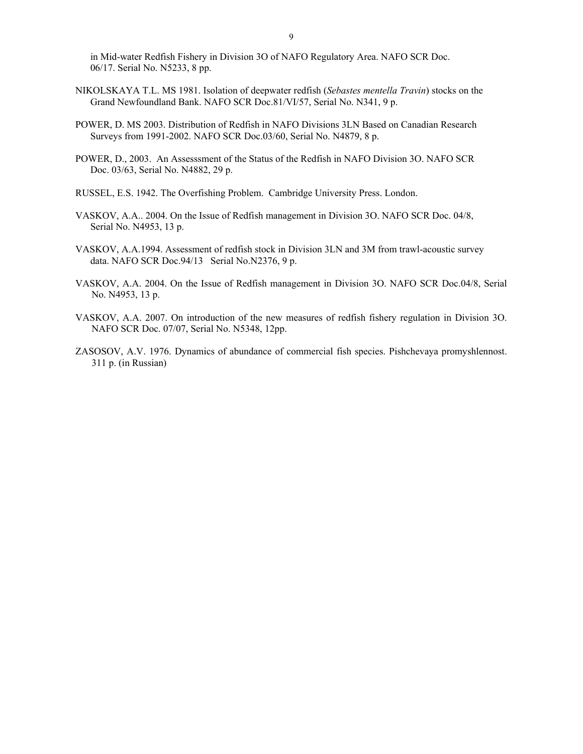in Mid-water Redfish Fishery in Division 3O of NAFO Regulatory Area. NAFO SCR Doc. 06/17. Serial No. N5233, 8 pp.

NIKOLSKAYA T.L. MS 1981. Isolation of deepwater redfish (*Sebastes mentella Travin*) stocks on the Grand Newfoundland Bank. NAFO SCR Doc.81/VI/57, Serial No. N341, 9 p.

POWER, D. MS 2003. Distribution of Redfish in NAFO Divisions 3LN Based on Canadian Research Surveys from 1991-2002. NAFO SCR Doc.03/60, Serial No. N4879, 8 p.

POWER, D., 2003. An Assesssment of the Status of the Redfish in NAFO Division 3O. NAFO SCR Doc. 03/63, Serial No. N4882, 29 p.

RUSSEL, E.S. 1942. The Overfishing Problem. Cambridge University Press. London.

VASKOV, A.A.. 2004. On the Issue of Redfish management in Division 3O. NAFO SCR Doc. 04/8, Serial No. N4953, 13 p.

VASKOV, A.A.1994. Assessment of redfish stock in Division 3LN and 3M from trawl-acoustic survey data. NAFO SCR Doc.94/13 Serial No.N2376, 9 p.

VASKOV, A.A. 2004. On the Issue of Redfish management in Division 3O. NAFO SCR Doc.04/8, Serial No. N4953, 13 p.

VASKOV, A.A. 2007. On introduction of the new measures of redfish fishery regulation in Division 3O. NAFO SCR Doc. 07/07, Serial No. N5348, 12pp.

ZASOSOV, A.V. 1976. Dynamics of abundance of commercial fish species. Pishchevaya promyshlennost. 311 p. (in Russian)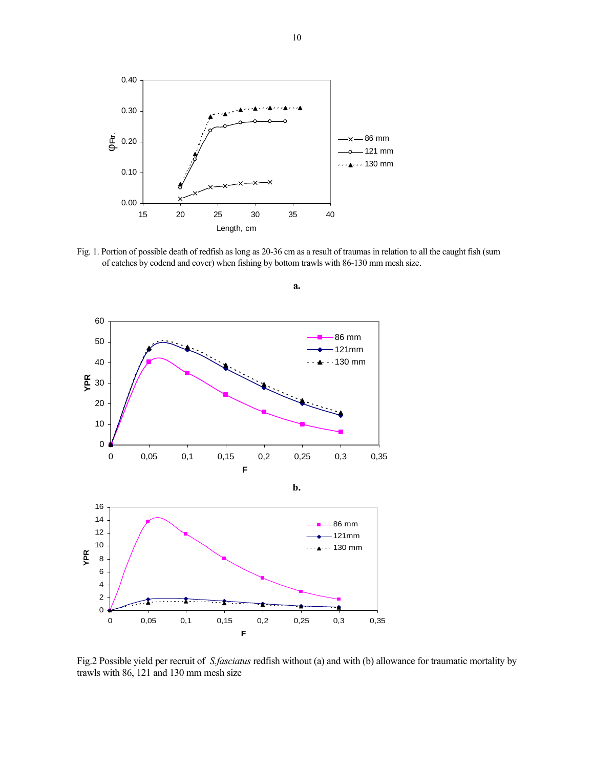Fig. 1. Portion of possible death of redfish as long as 20-36 cm as a result of traumas in relation to all the caught fish (sum of catches by codend and cover) when fishing by bottom trawls with 86-130 mm mesh size.

**a.**

**b.**

Fig.2 Possible yield per recruit of *S.fasciatus* redfish without (a) and with (b) allowance for traumatic mortality by trawls with 86, 121 and 130 mm mesh size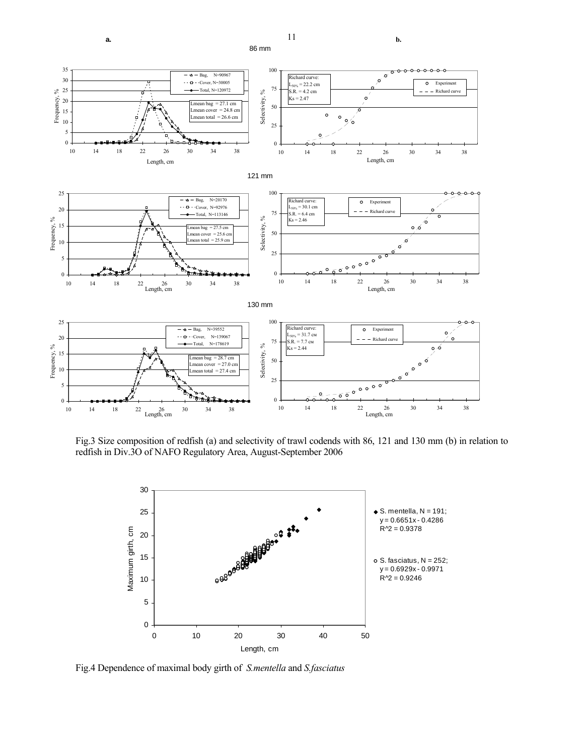Fig.3 Size composition of redfish (a) and selectivity of trawl codends with 86, 121 and 130 mm (b) in relation to redfish in Div.3O of NAFO Regulatory Area, August-September 2006

Fig.4 Dependence of maximal body girth of *S.mentella* and *S.fasciatus*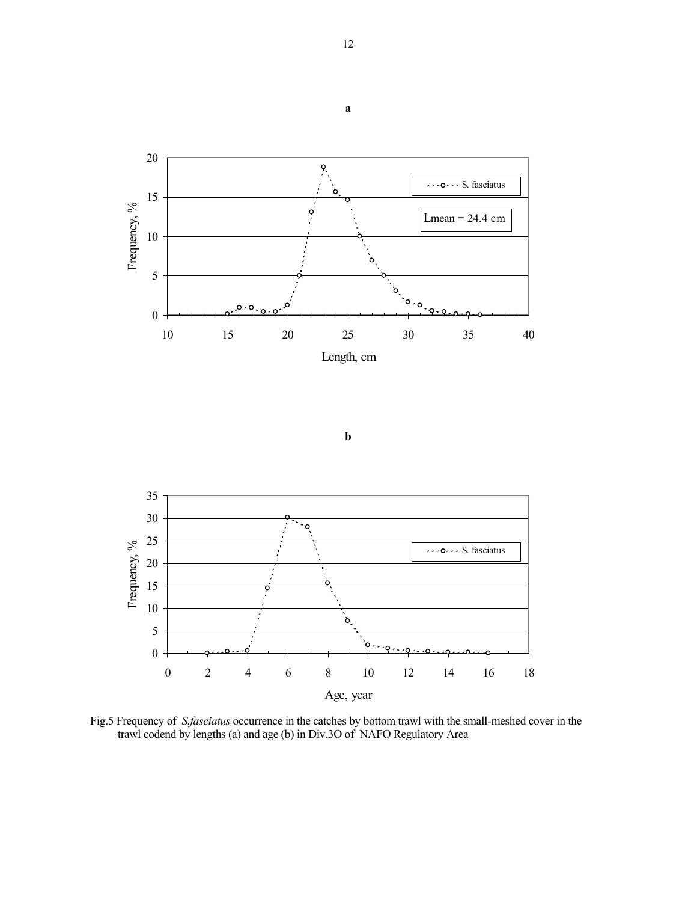**a**

**b**

Fig.5 Frequency of *S.fasciatus* occurrence in the catches by bottom trawl with the small-meshed cover in the trawl codend by lengths (a) and age (b) in Div.3O of NAFO Regulatory Area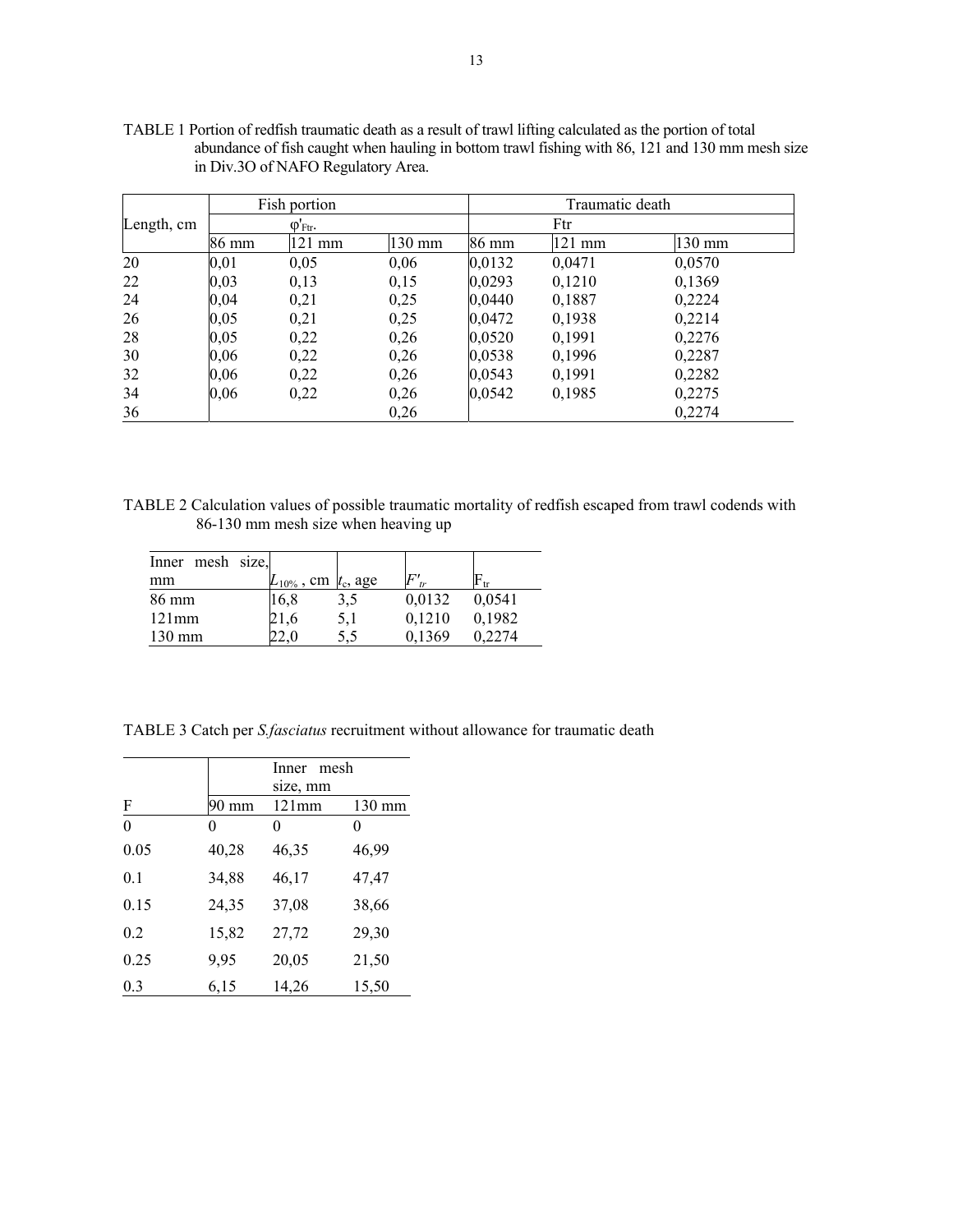TABLE 1 Portion of redfish traumatic death as a result of trawl lifting calculated as the portion of total abundance of fish caught when hauling in bottom trawl fishing with 86, 121 and 130 mm mesh size in Div.3O of NAFO Regulatory Area.

| Length, cm | Fish portion $\varphi'_{Ftr}$. | | | Traumatic death Ftr | | |
|---|---|---|---|---|---|---|
| | 86 mm | 121 mm | 130 mm | 86 mm | 121 mm | 130 mm |
| 20 | 0,01 | 0,05 | 0,06 | 0,0132 | 0,0471 | 0,0570 |
| 22 | 0,03 | 0,13 | 0,15 | 0,0293 | 0,1210 | 0,1369 |
| 24 | 0,04 | 0,21 | 0,25 | 0,0440 | 0,1887 | 0,2224 |
| 26 | 0,05 | 0,21 | 0,25 | 0,0472 | 0,1938 | 0,2214 |
| 28 | 0,05 | 0,22 | 0,26 | 0,0520 | 0,1991 | 0,2276 |
| 30 | 0,06 | 0,22 | 0,26 | 0,0538 | 0,1996 | 0,2287 |
| 32 | 0,06 | 0,22 | 0,26 | 0,0543 | 0,1991 | 0,2282 |
| 34 | 0,06 | 0,22 | 0,26 | 0,0542 | 0,1985 | 0,2275 |
| 36 | | | 0,26 | | | 0,2274 |

TABLE 2 Calculation values of possible traumatic mortality of redfish escaped from trawl codends with 86-130 mm mesh size when heaving up

| Inner mesh size, mm | $L_{10\%}$, cm | $t_c$, age | $F'_{tr}$ | $F_{tr}$ |
|---|---|---|---|---|
| 86 mm | 16,8 | 3,5 | 0,0132 | 0,0541 |
| 121mm | 21,6 | 5,1 | 0,1210 | 0,1982 |
| 130 mm | 22,0 | 5,5 | 0,1369 | 0,2274 |

TABLE 3 Catch per *S.fasciatus* recruitment without allowance for traumatic death

| F | Inner mesh size, mm | | |
|---|---|---|---|
| | 90 mm | 121mm | 130 mm |
| 0 | 0 | 0 | 0 |
| 0.05 | 40,28 | 46,35 | 46,99 |
| 0.1 | 34,88 | 46,17 | 47,47 |
| 0.15 | 24,35 | 37,08 | 38,66 |
| 0.2 | 15,82 | 27,72 | 29,30 |
| 0.25 | 9,95 | 20,05 | 21,50 |
| 0.3 | 6,15 | 14,26 | 15,50 |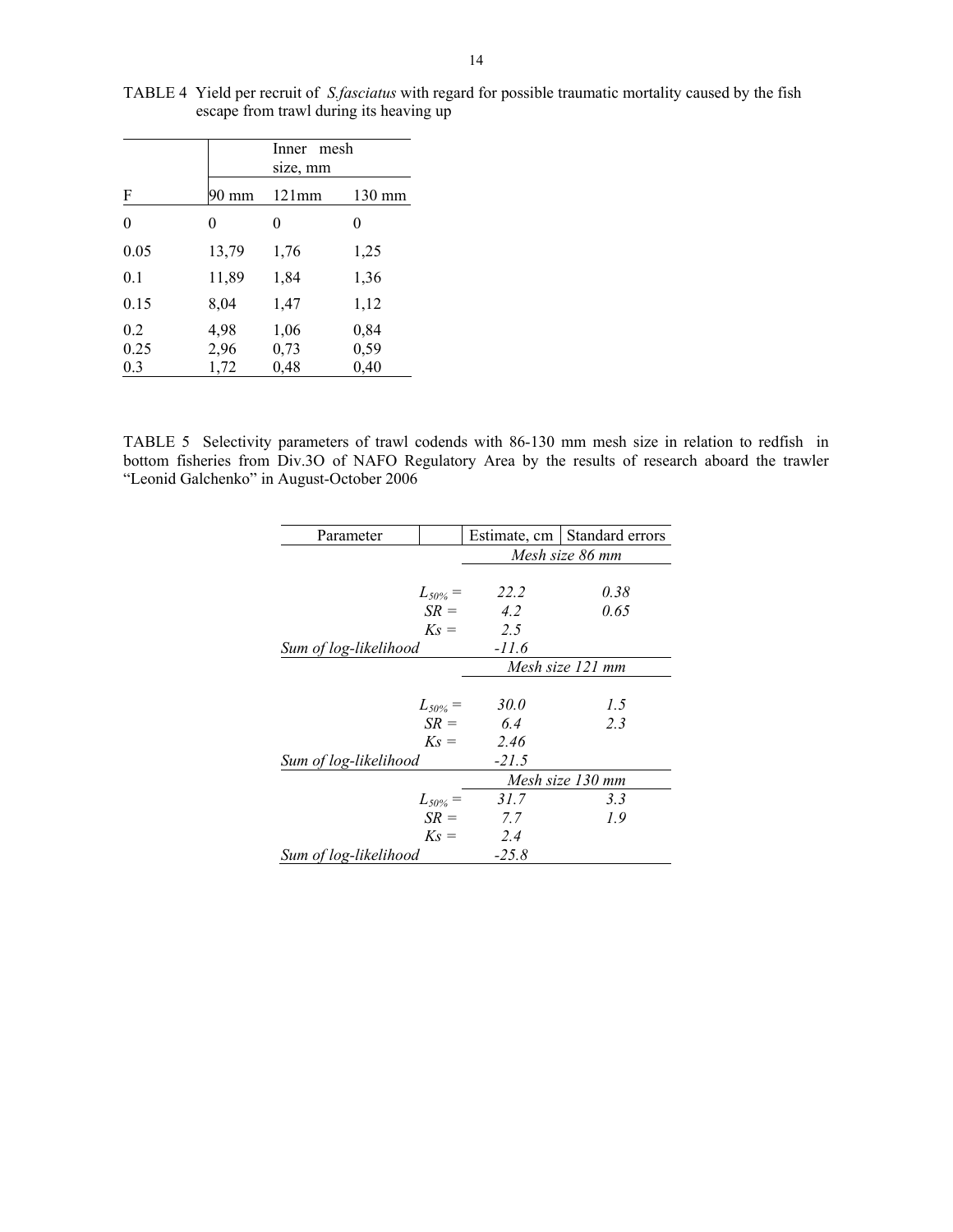TABLE 4 Yield per recruit of *S.fasciatus* with regard for possible traumatic mortality caused by the fish escape from trawl during its heaving up

| | Inner mesh size, mm | | |
|---|---|---|---|
| F | 90 mm | 121mm | 130 mm |
| 0 | 0 | 0 | 0 |
| 0.05 | 13,79 | 1,76 | 1,25 |
| 0.1 | 11,89 | 1,84 | 1,36 |
| 0.15 | 8,04 | 1,47 | 1,12 |
| 0.2 | 4,98 | 1,06 | 0,84 |
| 0.25 | 2,96 | 0,73 | 0,59 |
| 0.3 | 1,72 | 0,48 | 0,40 |

TABLE 5 Selectivity parameters of trawl codends with 86-130 mm mesh size in relation to redfish in bottom fisheries from Div.3O of NAFO Regulatory Area by the results of research aboard the trawler "Leonid Galchenko" in August-October 2006

| Parameter | | Estimate, cm | Standard errors |
|---|---|---|---|
| | | *Mesh size 86 mm* | |
| | $L_{50\%}$ = | *22.2* | *0.38* |
| | $SR$ = | *4.2* | *0.65* |
| | $Ks$ = | *2.5* | |
| *Sum of log-likelihood* | | *-11.6* | |
| | | *Mesh size 121 mm* | |
| | $L_{50\%}$ = | *30.0* | *1.5* |
| | $SR$ = | *6.4* | *2.3* |
| | $Ks$ = | *2.46* | |
| *Sum of log-likelihood* | | *-21.5* | |
| | | *Mesh size 130 mm* | |
| | $L_{50\%}$ = | *31.7* | *3.3* |
| | $SR$ = | *7.7* | *1.9* |
| | $Ks$ = | *2.4* | |
| *Sum of log-likelihood* | | *-25.8* | |